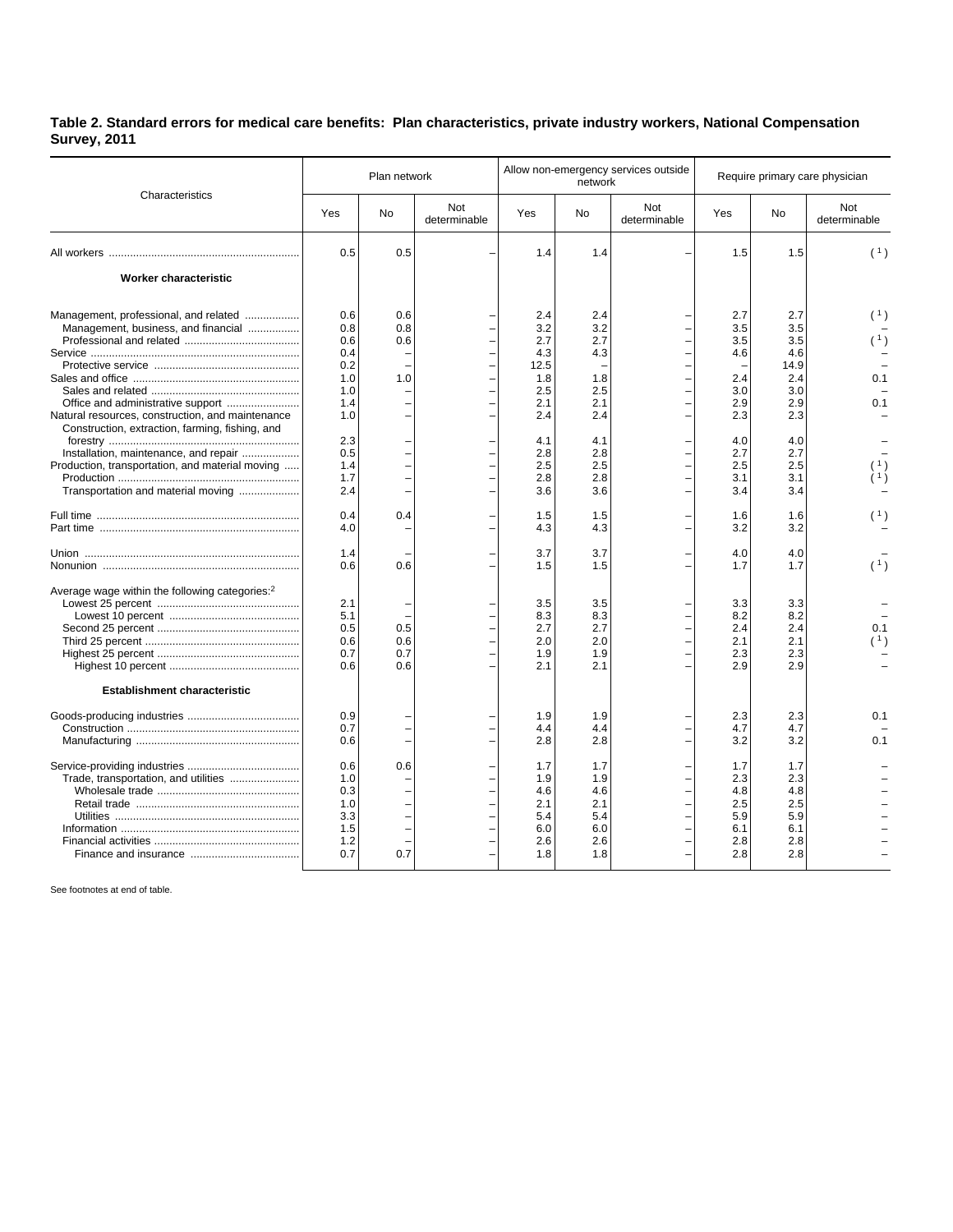**Table 2. Standard errors for medical care benefits: Plan characteristics, private industry workers, National Compensation Survey, 2011**

| Characteristics | Plan network | | | Allow non-emergency services outside network | | | Require primary care physician | | |
|---|---|---|---|---|---|---|---|---|---|
| | Yes | No | Not determinable | Yes | No | Not determinable | Yes | No | Not determinable |
| All workers | 0.5 | 0.5 | – | 1.4 | 1.4 | – | 1.5 | 1.5 | ( 1 ) |
| **Worker characteristic** | | | | | | | | | |
| Management, professional, and related | 0.6 | 0.6 | – | 2.4 | 2.4 | – | 2.7 | 2.7 | ( 1 ) |
| Management, business, and financial | 0.8 | 0.8 | – | 3.2 | 3.2 | – | 3.5 | 3.5 | – |
| Professional and related | 0.6 | 0.6 | – | 2.7 | 2.7 | – | 3.5 | 3.5 | ( 1 ) |
| Service | 0.4 | – | – | 4.3 | 4.3 | – | 4.6 | 4.6 | – |
| Protective service | 0.2 | – | – | 12.5 | – | – | – | 14.9 | – |
| Sales and office | 1.0 | 1.0 | – | 1.8 | 1.8 | – | 2.4 | 2.4 | 0.1 |
| Sales and related | 1.0 | – | – | 2.5 | 2.5 | – | 3.0 | 3.0 | – |
| Office and administrative support | 1.4 | – | – | 2.1 | 2.1 | – | 2.9 | 2.9 | 0.1 |
| Natural resources, construction, and maintenance | 1.0 | – | – | 2.4 | 2.4 | – | 2.3 | 2.3 | – |
| Construction, extraction, farming, fishing, and forestry | 2.3 | – | – | 4.1 | 4.1 | – | 4.0 | 4.0 | – |
| Installation, maintenance, and repair | 0.5 | – | – | 2.8 | 2.8 | – | 2.7 | 2.7 | – |
| Production, transportation, and material moving | 1.4 | – | – | 2.5 | 2.5 | – | 2.5 | 2.5 | ( 1 ) |
| Production | 1.7 | – | – | 2.8 | 2.8 | – | 3.1 | 3.1 | ( 1 ) |
| Transportation and material moving | 2.4 | – | – | 3.6 | 3.6 | – | 3.4 | 3.4 | – |
| Full time | 0.4 | 0.4 | – | 1.5 | 1.5 | – | 1.6 | 1.6 | ( 1 ) |
| Part time | 4.0 | – | – | 4.3 | 4.3 | – | 3.2 | 3.2 | – |
| Union | 1.4 | – | – | 3.7 | 3.7 | – | 4.0 | 4.0 | – |
| Nonunion | 0.6 | 0.6 | – | 1.5 | 1.5 | – | 1.7 | 1.7 | ( 1 ) |
| Average wage within the following categories:[2] | | | | | | | | | |
| Lowest 25 percent | 2.1 | – | – | 3.5 | 3.5 | – | 3.3 | 3.3 | – |
| Lowest 10 percent | 5.1 | – | – | 8.3 | 8.3 | – | 8.2 | 8.2 | – |
| Second 25 percent | 0.5 | 0.5 | – | 2.7 | 2.7 | – | 2.4 | 2.4 | 0.1 |
| Third 25 percent | 0.6 | 0.6 | – | 2.0 | 2.0 | – | 2.1 | 2.1 | ( 1 ) |
| Highest 25 percent | 0.7 | 0.7 | – | 1.9 | 1.9 | – | 2.3 | 2.3 | – |
| Highest 10 percent | 0.6 | 0.6 | – | 2.1 | 2.1 | – | 2.9 | 2.9 | – |
| **Establishment characteristic** | | | | | | | | | |
| Goods-producing industries | 0.9 | – | – | 1.9 | 1.9 | – | 2.3 | 2.3 | 0.1 |
| Construction | 0.7 | – | – | 4.4 | 4.4 | – | 4.7 | 4.7 | – |
| Manufacturing | 0.6 | – | – | 2.8 | 2.8 | – | 3.2 | 3.2 | 0.1 |
| Service-providing industries | 0.6 | 0.6 | – | 1.7 | 1.7 | – | 1.7 | 1.7 | – |
| Trade, transportation, and utilities | 1.0 | – | – | 1.9 | 1.9 | – | 2.3 | 2.3 | – |
| Wholesale trade | 0.3 | – | – | 4.6 | 4.6 | – | 4.8 | 4.8 | – |
| Retail trade | 1.0 | – | – | 2.1 | 2.1 | – | 2.5 | 2.5 | – |
| Utilities | 3.3 | – | – | 5.4 | 5.4 | – | 5.9 | 5.9 | – |
| Information | 1.5 | – | – | 6.0 | 6.0 | – | 6.1 | 6.1 | – |
| Financial activities | 1.2 | – | – | 2.6 | 2.6 | – | 2.8 | 2.8 | – |
| Finance and insurance | 0.7 | 0.7 | – | 1.8 | 1.8 | – | 2.8 | 2.8 | – |

See footnotes at end of table.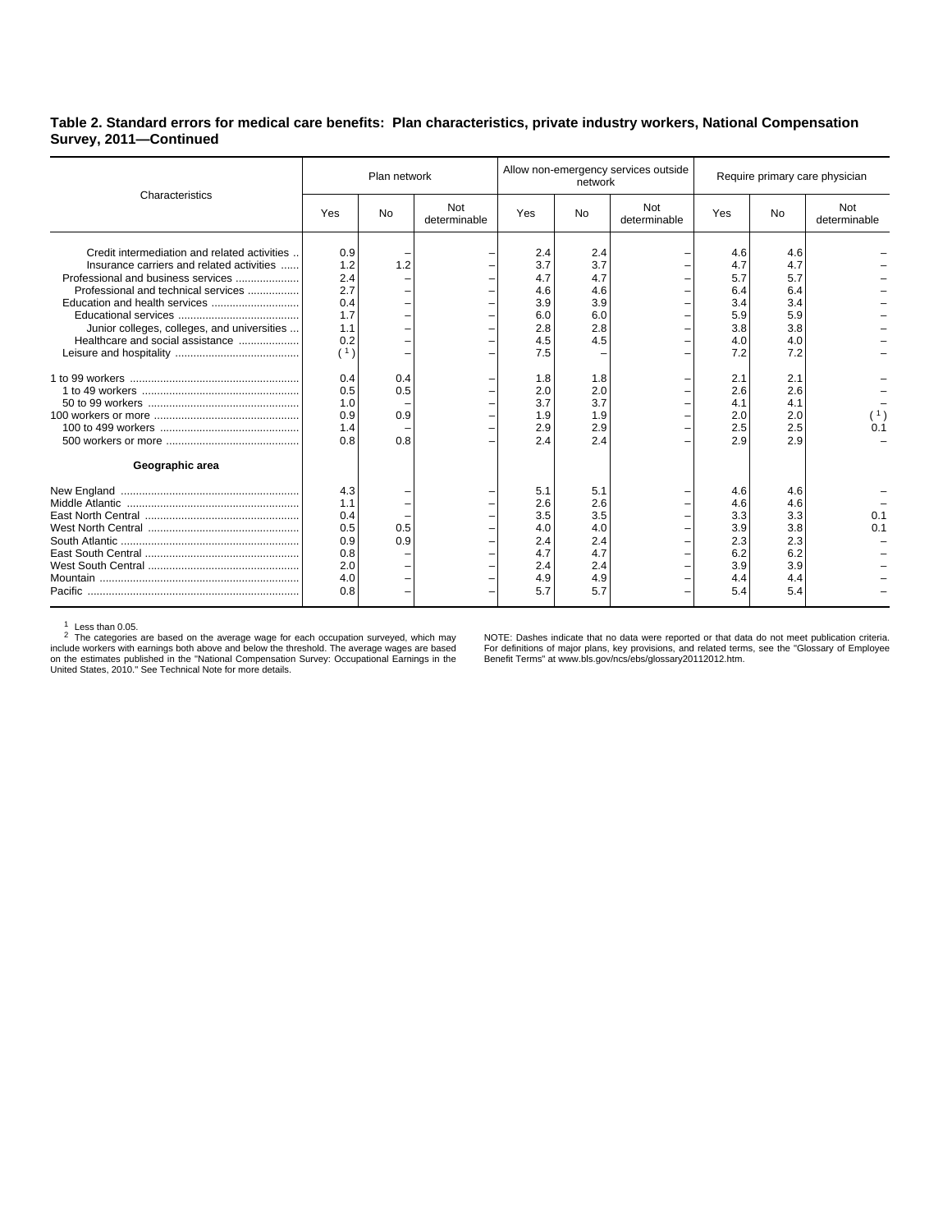**Table 2. Standard errors for medical care benefits: Plan characteristics, private industry workers, National Compensation Survey, 2011—Continued**

| Characteristics | Plan network | | | Allow non-emergency services outside network | | | Require primary care physician | | |
|---|---|---|---|---|---|---|---|---|---|
| | Yes | No | Not determinable | Yes | No | Not determinable | Yes | No | Not determinable |
| Credit intermediation and related activities | 0.9 | – | – | 2.4 | 2.4 | – | 4.6 | 4.6 | – |
| Insurance carriers and related activities | 1.2 | 1.2 | – | 3.7 | 3.7 | – | 4.7 | 4.7 | – |
| Professional and business services | 2.4 | – | – | 4.7 | 4.7 | – | 5.7 | 5.7 | – |
| Professional and technical services | 2.7 | – | – | 4.6 | 4.6 | – | 6.4 | 6.4 | – |
| Education and health services | 0.4 | – | – | 3.9 | 3.9 | – | 3.4 | 3.4 | – |
| Educational services | 1.7 | – | – | 6.0 | 6.0 | – | 5.9 | 5.9 | – |
| Junior colleges, colleges, and universities | 1.1 | – | – | 2.8 | 2.8 | – | 3.8 | 3.8 | – |
| Healthcare and social assistance | 0.2 | – | – | 4.5 | 4.5 | – | 4.0 | 4.0 | – |
| Leisure and hospitality | ([1]) | – | – | 7.5 | – | – | 7.2 | 7.2 | – |
| 1 to 99 workers | 0.4 | 0.4 | – | 1.8 | 1.8 | – | 2.1 | 2.1 | – |
| 1 to 49 workers | 0.5 | 0.5 | – | 2.0 | 2.0 | – | 2.6 | 2.6 | – |
| 50 to 99 workers | 1.0 | – | – | 3.7 | 3.7 | – | 4.1 | 4.1 | – |
| 100 workers or more | 0.9 | 0.9 | – | 1.9 | 1.9 | – | 2.0 | 2.0 | ([1]) |
| 100 to 499 workers | 1.4 | – | – | 2.9 | 2.9 | – | 2.5 | 2.5 | 0.1 |
| 500 workers or more | 0.8 | 0.8 | – | 2.4 | 2.4 | – | 2.9 | 2.9 | – |
| **Geographic area** | | | | | | | | | |
| New England | 4.3 | – | – | 5.1 | 5.1 | – | 4.6 | 4.6 | – |
| Middle Atlantic | 1.1 | – | – | 2.6 | 2.6 | – | 4.6 | 4.6 | – |
| East North Central | 0.4 | – | – | 3.5 | 3.5 | – | 3.3 | 3.3 | 0.1 |
| West North Central | 0.5 | 0.5 | – | 4.0 | 4.0 | – | 3.9 | 3.8 | 0.1 |
| South Atlantic | 0.9 | 0.9 | – | 2.4 | 2.4 | – | 2.3 | 2.3 | – |
| East South Central | 0.8 | – | – | 4.7 | 4.7 | – | 6.2 | 6.2 | – |
| West South Central | 2.0 | – | – | 2.4 | 2.4 | – | 3.9 | 3.9 | – |
| Mountain | 4.0 | – | – | 4.9 | 4.9 | – | 4.4 | 4.4 | – |
| Pacific | 0.8 | – | – | 5.7 | 5.7 | – | 5.4 | 5.4 | – |

[1] Less than 0.05.

[2] The categories are based on the average wage for each occupation surveyed, which may include workers with earnings both above and below the threshold. The average wages are based on the estimates published in the "National Compensation Survey: Occupational Earnings in the United States, 2010." See Technical Note for more details.

NOTE: Dashes indicate that no data were reported or that data do not meet publication criteria. For definitions of major plans, key provisions, and related terms, see the "Glossary of Employee Benefit Terms" at www.bls.gov/ncs/ebs/glossary20112012.htm.